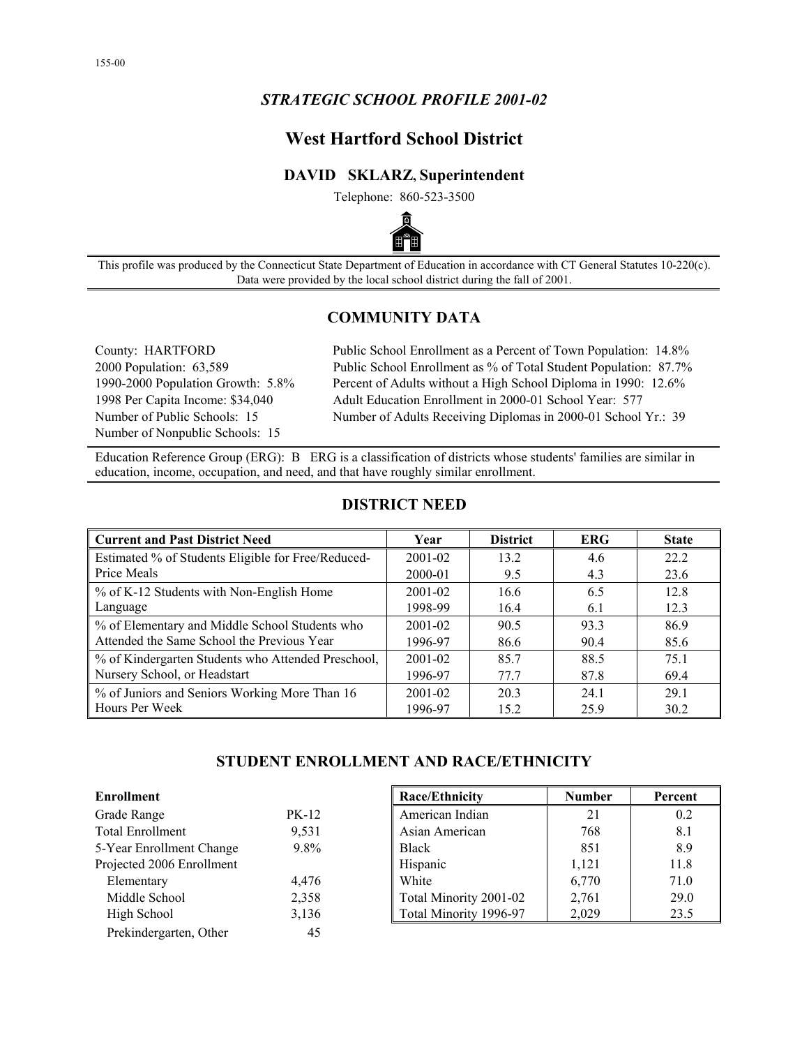155-00

*STRATEGIC SCHOOL PROFILE 2001-02*

# West Hartford School District

## DAVID SKLARZ, Superintendent

Telephone: 860-523-3500

This profile was produced by the Connecticut State Department of Education in accordance with CT General Statutes 10-220(c). Data were provided by the local school district during the fall of 2001.

## COMMUNITY DATA

County: HARTFORD
2000 Population: 63,589
1990-2000 Population Growth: 5.8%
1998 Per Capita Income: $34,040
Number of Public Schools: 15
Number of Nonpublic Schools: 15

Public School Enrollment as a Percent of Town Population: 14.8%
Public School Enrollment as % of Total Student Population: 87.7%
Percent of Adults without a High School Diploma in 1990: 12.6%
Adult Education Enrollment in 2000-01 School Year: 577
Number of Adults Receiving Diplomas in 2000-01 School Yr.: 39

Education Reference Group (ERG): B ERG is a classification of districts whose students' families are similar in education, income, occupation, and need, and that have roughly similar enrollment.

## DISTRICT NEED

| Current and Past District Need | Year | District | ERG | State |
|---|---|---|---|---|
| Estimated % of Students Eligible for Free/Reduced-Price Meals | 2001-02 | 13.2 | 4.6 | 22.2 |
| | 2000-01 | 9.5 | 4.3 | 23.6 |
| % of K-12 Students with Non-English Home Language | 2001-02 | 16.6 | 6.5 | 12.8 |
| | 1998-99 | 16.4 | 6.1 | 12.3 |
| % of Elementary and Middle School Students who Attended the Same School the Previous Year | 2001-02 | 90.5 | 93.3 | 86.9 |
| | 1996-97 | 86.6 | 90.4 | 85.6 |
| % of Kindergarten Students who Attended Preschool, Nursery School, or Headstart | 2001-02 | 85.7 | 88.5 | 75.1 |
| | 1996-97 | 77.7 | 87.8 | 69.4 |
| % of Juniors and Seniors Working More Than 16 Hours Per Week | 2001-02 | 20.3 | 24.1 | 29.1 |
| | 1996-97 | 15.2 | 25.9 | 30.2 |

## STUDENT ENROLLMENT AND RACE/ETHNICITY

**Enrollment**

| | |
|---|---|
| Grade Range | PK-12 |
| Total Enrollment | 9,531 |
| 5-Year Enrollment Change | 9.8% |
| Projected 2006 Enrollment | |
| Elementary | 4,476 |
| Middle School | 2,358 |
| High School | 3,136 |
| Prekindergarten, Other | 45 |

| Race/Ethnicity | Number | Percent |
|---|---|---|
| American Indian | 21 | 0.2 |
| Asian American | 768 | 8.1 |
| Black | 851 | 8.9 |
| Hispanic | 1,121 | 11.8 |
| White | 6,770 | 71.0 |
| Total Minority 2001-02 | 2,761 | 29.0 |
| Total Minority 1996-97 | 2,029 | 23.5 |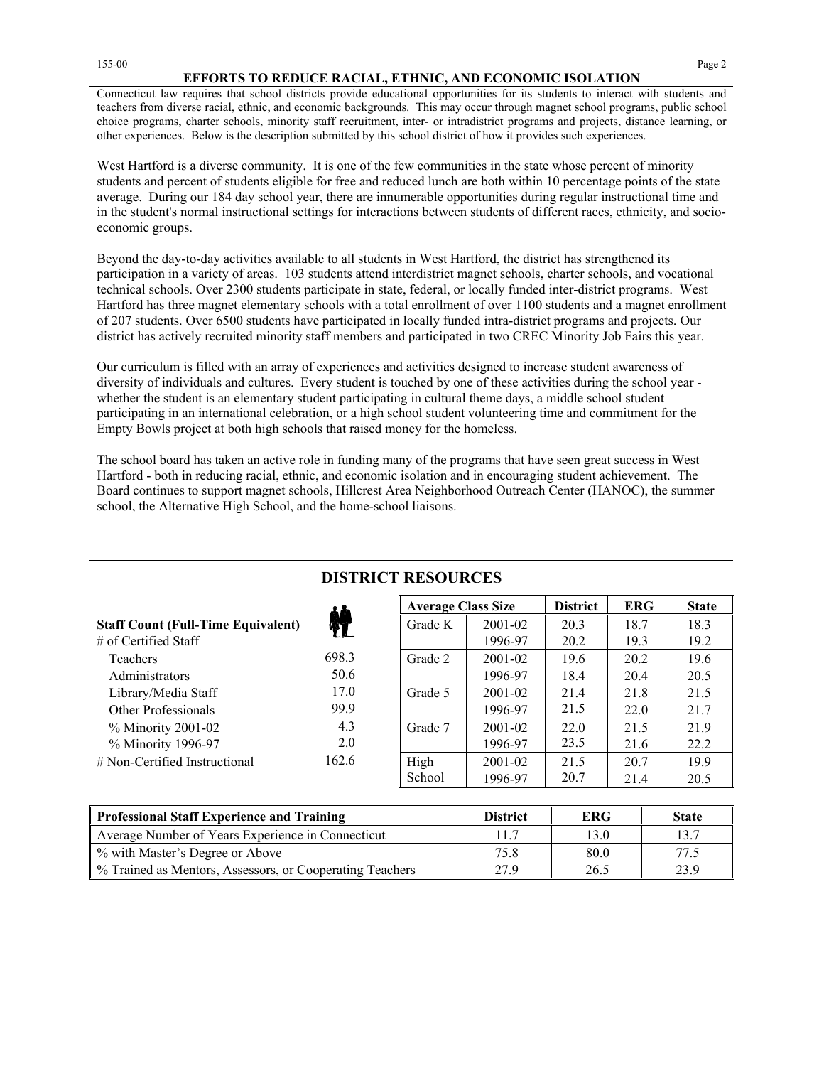## EFFORTS TO REDUCE RACIAL, ETHNIC, AND ECONOMIC ISOLATION

Connecticut law requires that school districts provide educational opportunities for its students to interact with students and teachers from diverse racial, ethnic, and economic backgrounds. This may occur through magnet school programs, public school choice programs, charter schools, minority staff recruitment, inter- or intradistrict programs and projects, distance learning, or other experiences. Below is the description submitted by this school district of how it provides such experiences.

West Hartford is a diverse community. It is one of the few communities in the state whose percent of minority students and percent of students eligible for free and reduced lunch are both within 10 percentage points of the state average. During our 184 day school year, there are innumerable opportunities during regular instructional time and in the student's normal instructional settings for interactions between students of different races, ethnicity, and socio-economic groups.

Beyond the day-to-day activities available to all students in West Hartford, the district has strengthened its participation in a variety of areas. 103 students attend interdistrict magnet schools, charter schools, and vocational technical schools. Over 2300 students participate in state, federal, or locally funded inter-district programs. West Hartford has three magnet elementary schools with a total enrollment of over 1100 students and a magnet enrollment of 207 students. Over 6500 students have participated in locally funded intra-district programs and projects. Our district has actively recruited minority staff members and participated in two CREC Minority Job Fairs this year.

Our curriculum is filled with an array of experiences and activities designed to increase student awareness of diversity of individuals and cultures. Every student is touched by one of these activities during the school year - whether the student is an elementary student participating in cultural theme days, a middle school student participating in an international celebration, or a high school student volunteering time and commitment for the Empty Bowls project at both high schools that raised money for the homeless.

The school board has taken an active role in funding many of the programs that have seen great success in West Hartford - both in reducing racial, ethnic, and economic isolation and in encouraging student achievement. The Board continues to support magnet schools, Hillcrest Area Neighborhood Outreach Center (HANOC), the summer school, the Alternative High School, and the home-school liaisons.

## DISTRICT RESOURCES

**Staff Count (Full-Time Equivalent)**

| # of Certified Staff | |
|---|---|
| Teachers | 698.3 |
| Administrators | 50.6 |
| Library/Media Staff | 17.0 |
| Other Professionals | 99.9 |
| % Minority 2001-02 | 4.3 |
| % Minority 1996-97 | 2.0 |
| # Non-Certified Instructional | 162.6 |

| Average Class Size | | District | ERG | State |
|---|---|---|---|---|
| Grade K | 2001-02 | 20.3 | 18.7 | 18.3 |
| | 1996-97 | 20.2 | 19.3 | 19.2 |
| Grade 2 | 2001-02 | 19.6 | 20.2 | 19.6 |
| | 1996-97 | 18.4 | 20.4 | 20.5 |
| Grade 5 | 2001-02 | 21.4 | 21.8 | 21.5 |
| | 1996-97 | 21.5 | 22.0 | 21.7 |
| Grade 7 | 2001-02 | 22.0 | 21.5 | 21.9 |
| | 1996-97 | 23.5 | 21.6 | 22.2 |
| High School | 2001-02 | 21.5 | 20.7 | 19.9 |
| | 1996-97 | 20.7 | 21.4 | 20.5 |

| Professional Staff Experience and Training | District | ERG | State |
|---|---|---|---|
| Average Number of Years Experience in Connecticut | 11.7 | 13.0 | 13.7 |
| % with Master's Degree or Above | 75.8 | 80.0 | 77.5 |
| % Trained as Mentors, Assessors, or Cooperating Teachers | 27.9 | 26.5 | 23.9 |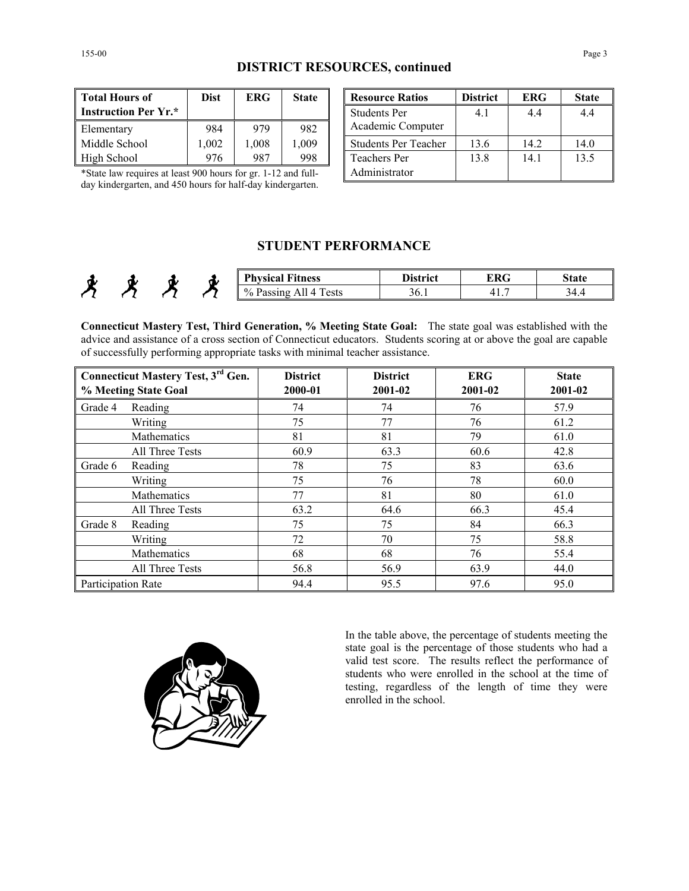## DISTRICT RESOURCES, continued

| Total Hours of Instruction Per Yr.* | Dist | ERG | State |
|---|---|---|---|
| Elementary | 984 | 979 | 982 |
| Middle School | 1,002 | 1,008 | 1,009 |
| High School | 976 | 987 | 998 |

*State law requires at least 900 hours for gr. 1-12 and full-day kindergarten, and 450 hours for half-day kindergarten.

| Resource Ratios | District | ERG | State |
|---|---|---|---|
| Students Per Academic Computer | 4.1 | 4.4 | 4.4 |
| Students Per Teacher | 13.6 | 14.2 | 14.0 |
| Teachers Per Administrator | 13.8 | 14.1 | 13.5 |

## STUDENT PERFORMANCE

| Physical Fitness | District | ERG | State |
|---|---|---|---|
| % Passing All 4 Tests | 36.1 | 41.7 | 34.4 |

**Connecticut Mastery Test, Third Generation, % Meeting State Goal:** The state goal was established with the advice and assistance of a cross section of Connecticut educators. Students scoring at or above the goal are capable of successfully performing appropriate tasks with minimal teacher assistance.

| Connecticut Mastery Test, 3rd Gen. % Meeting State Goal | | District 2000-01 | District 2001-02 | ERG 2001-02 | State 2001-02 |
|---|---|---|---|---|---|
| Grade 4 | Reading | 74 | 74 | 76 | 57.9 |
| | Writing | 75 | 77 | 76 | 61.2 |
| | Mathematics | 81 | 81 | 79 | 61.0 |
| | All Three Tests | 60.9 | 63.3 | 60.6 | 42.8 |
| Grade 6 | Reading | 78 | 75 | 83 | 63.6 |
| | Writing | 75 | 76 | 78 | 60.0 |
| | Mathematics | 77 | 81 | 80 | 61.0 |
| | All Three Tests | 63.2 | 64.6 | 66.3 | 45.4 |
| Grade 8 | Reading | 75 | 75 | 84 | 66.3 |
| | Writing | 72 | 70 | 75 | 58.8 |
| | Mathematics | 68 | 68 | 76 | 55.4 |
| | All Three Tests | 56.8 | 56.9 | 63.9 | 44.0 |
| Participation Rate | | 94.4 | 95.5 | 97.6 | 95.0 |

In the table above, the percentage of students meeting the state goal is the percentage of those students who had a valid test score. The results reflect the performance of students who were enrolled in the school at the time of testing, regardless of the length of time they were enrolled in the school.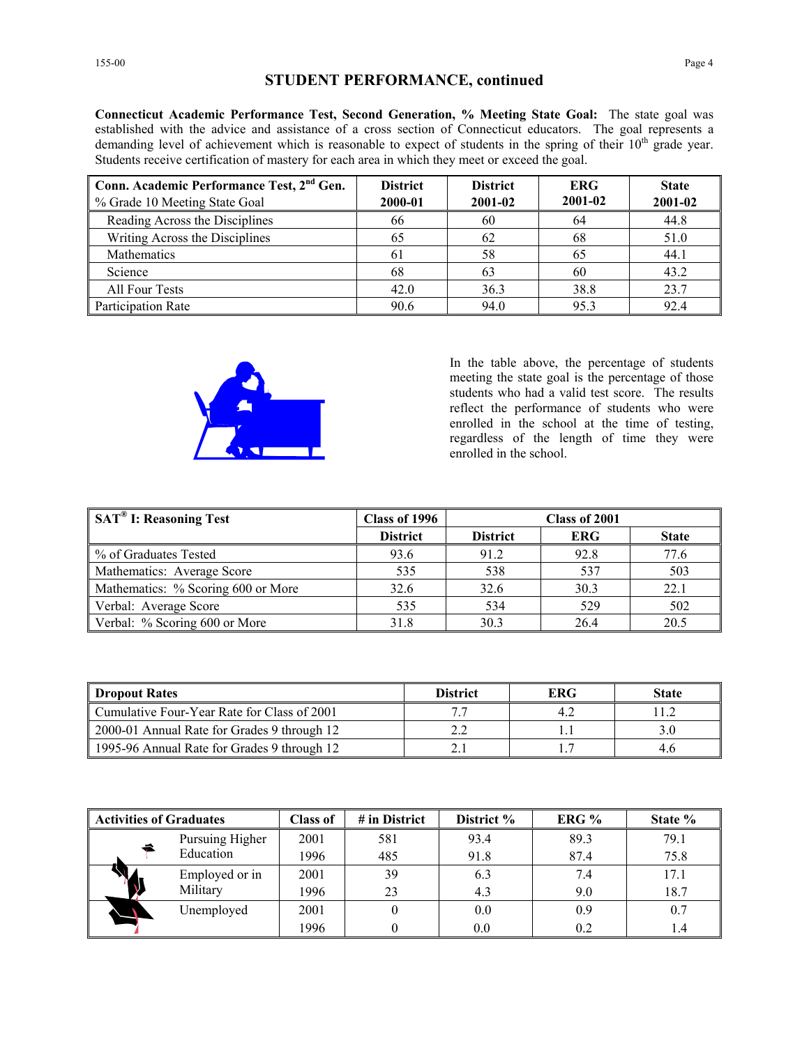## STUDENT PERFORMANCE, continued

**Connecticut Academic Performance Test, Second Generation, % Meeting State Goal:** The state goal was established with the advice and assistance of a cross section of Connecticut educators. The goal represents a demanding level of achievement which is reasonable to expect of students in the spring of their 10th grade year. Students receive certification of mastery for each area in which they meet or exceed the goal.

| **Conn. Academic Performance Test, 2nd Gen.** % Grade 10 Meeting State Goal | **District 2000-01** | **District 2001-02** | **ERG 2001-02** | **State 2001-02** |
|---|---|---|---|---|
| Reading Across the Disciplines | 66 | 60 | 64 | 44.8 |
| Writing Across the Disciplines | 65 | 62 | 68 | 51.0 |
| Mathematics | 61 | 58 | 65 | 44.1 |
| Science | 68 | 63 | 60 | 43.2 |
| All Four Tests | 42.0 | 36.3 | 38.8 | 23.7 |
| Participation Rate | 90.6 | 94.0 | 95.3 | 92.4 |

In the table above, the percentage of students meeting the state goal is the percentage of those students who had a valid test score. The results reflect the performance of students who were enrolled in the school at the time of testing, regardless of the length of time they were enrolled in the school.

| **SAT® I: Reasoning Test** | **Class of 1996** | **Class of 2001** | | |
|---|---|---|---|---|
| | **District** | **District** | **ERG** | **State** |
| % of Graduates Tested | 93.6 | 91.2 | 92.8 | 77.6 |
| Mathematics: Average Score | 535 | 538 | 537 | 503 |
| Mathematics: % Scoring 600 or More | 32.6 | 32.6 | 30.3 | 22.1 |
| Verbal: Average Score | 535 | 534 | 529 | 502 |
| Verbal: % Scoring 600 or More | 31.8 | 30.3 | 26.4 | 20.5 |

| **Dropout Rates** | **District** | **ERG** | **State** |
|---|---|---|---|
| Cumulative Four-Year Rate for Class of 2001 | 7.7 | 4.2 | 11.2 |
| 2000-01 Annual Rate for Grades 9 through 12 | 2.2 | 1.1 | 3.0 |
| 1995-96 Annual Rate for Grades 9 through 12 | 2.1 | 1.7 | 4.6 |

| **Activities of Graduates** | **Class of** | **# in District** | **District %** | **ERG %** | **State %** |
|---|---|---|---|---|---|
| Pursuing Higher Education | 2001 | 581 | 93.4 | 89.3 | 79.1 |
| | 1996 | 485 | 91.8 | 87.4 | 75.8 |
| Employed or in Military | 2001 | 39 | 6.3 | 7.4 | 17.1 |
| | 1996 | 23 | 4.3 | 9.0 | 18.7 |
| Unemployed | 2001 | 0 | 0.0 | 0.9 | 0.7 |
| | 1996 | 0 | 0.0 | 0.2 | 1.4 |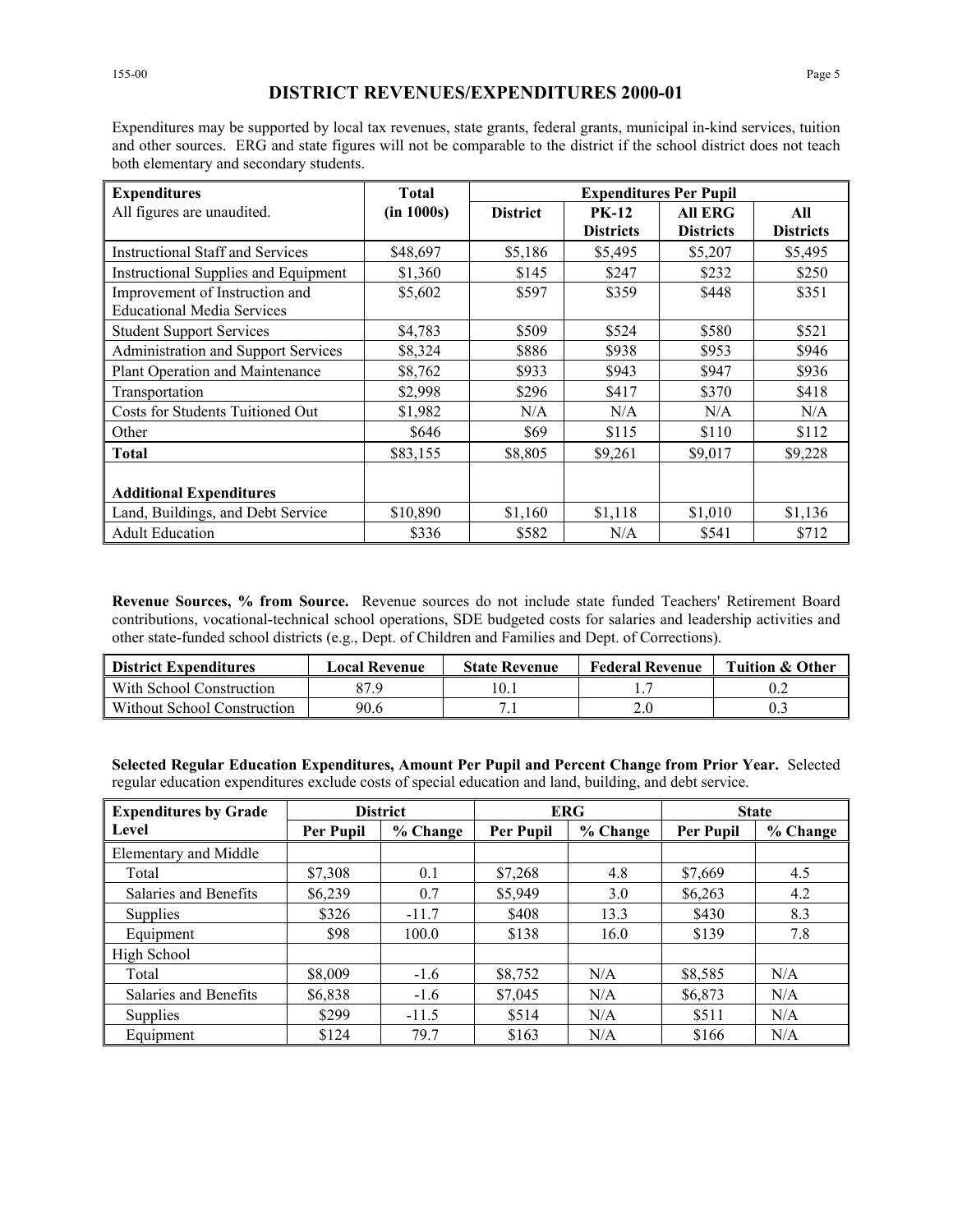# DISTRICT REVENUES/EXPENDITURES 2000-01

Expenditures may be supported by local tax revenues, state grants, federal grants, municipal in-kind services, tuition and other sources. ERG and state figures will not be comparable to the district if the school district does not teach both elementary and secondary students.

| Expenditures | Total | Expenditures Per Pupil | | | |
|---|---|---|---|---|---|
| All figures are unaudited. | (in 1000s) | District | PK-12 Districts | All ERG Districts | All Districts |
| Instructional Staff and Services | $48,697 | $5,186 | $5,495 | $5,207 | $5,495 |
| Instructional Supplies and Equipment | $1,360 | $145 | $247 | $232 | $250 |
| Improvement of Instruction and Educational Media Services | $5,602 | $597 | $359 | $448 | $351 |
| Student Support Services | $4,783 | $509 | $524 | $580 | $521 |
| Administration and Support Services | $8,324 | $886 | $938 | $953 | $946 |
| Plant Operation and Maintenance | $8,762 | $933 | $943 | $947 | $936 |
| Transportation | $2,998 | $296 | $417 | $370 | $418 |
| Costs for Students Tuitioned Out | $1,982 | N/A | N/A | N/A | N/A |
| Other | $646 | $69 | $115 | $110 | $112 |
| **Total** | $83,155 | $8,805 | $9,261 | $9,017 | $9,228 |
| **Additional Expenditures** | | | | | |
| Land, Buildings, and Debt Service | $10,890 | $1,160 | $1,118 | $1,010 | $1,136 |
| Adult Education | $336 | $582 | N/A | $541 | $712 |

**Revenue Sources, % from Source.** Revenue sources do not include state funded Teachers' Retirement Board contributions, vocational-technical school operations, SDE budgeted costs for salaries and leadership activities and other state-funded school districts (e.g., Dept. of Children and Families and Dept. of Corrections).

| District Expenditures | Local Revenue | State Revenue | Federal Revenue | Tuition & Other |
|---|---|---|---|---|
| With School Construction | 87.9 | 10.1 | 1.7 | 0.2 |
| Without School Construction | 90.6 | 7.1 | 2.0 | 0.3 |

**Selected Regular Education Expenditures, Amount Per Pupil and Percent Change from Prior Year.** Selected regular education expenditures exclude costs of special education and land, building, and debt service.

| Expenditures by Grade Level | District | | ERG | | State | |
|---|---|---|---|---|---|---|
| | Per Pupil | % Change | Per Pupil | % Change | Per Pupil | % Change |
| Elementary and Middle | | | | | | |
| Total | $7,308 | 0.1 | $7,268 | 4.8 | $7,669 | 4.5 |
| Salaries and Benefits | $6,239 | 0.7 | $5,949 | 3.0 | $6,263 | 4.2 |
| Supplies | $326 | -11.7 | $408 | 13.3 | $430 | 8.3 |
| Equipment | $98 | 100.0 | $138 | 16.0 | $139 | 7.8 |
| High School | | | | | | |
| Total | $8,009 | -1.6 | $8,752 | N/A | $8,585 | N/A |
| Salaries and Benefits | $6,838 | -1.6 | $7,045 | N/A | $6,873 | N/A |
| Supplies | $299 | -11.5 | $514 | N/A | $511 | N/A |
| Equipment | $124 | 79.7 | $163 | N/A | $166 | N/A |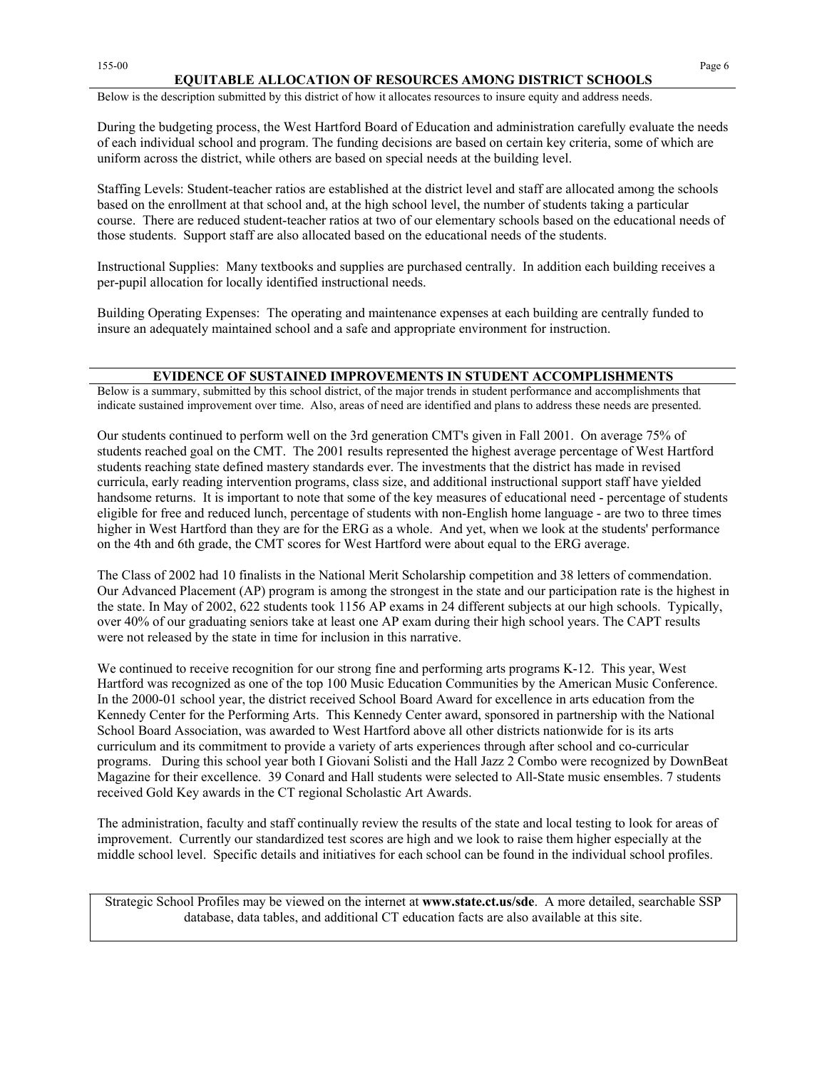## EQUITABLE ALLOCATION OF RESOURCES AMONG DISTRICT SCHOOLS

Below is the description submitted by this district of how it allocates resources to insure equity and address needs.

During the budgeting process, the West Hartford Board of Education and administration carefully evaluate the needs of each individual school and program. The funding decisions are based on certain key criteria, some of which are uniform across the district, while others are based on special needs at the building level.

Staffing Levels: Student-teacher ratios are established at the district level and staff are allocated among the schools based on the enrollment at that school and, at the high school level, the number of students taking a particular course. There are reduced student-teacher ratios at two of our elementary schools based on the educational needs of those students. Support staff are also allocated based on the educational needs of the students.

Instructional Supplies: Many textbooks and supplies are purchased centrally. In addition each building receives a per-pupil allocation for locally identified instructional needs.

Building Operating Expenses: The operating and maintenance expenses at each building are centrally funded to insure an adequately maintained school and a safe and appropriate environment for instruction.

## EVIDENCE OF SUSTAINED IMPROVEMENTS IN STUDENT ACCOMPLISHMENTS

Below is a summary, submitted by this school district, of the major trends in student performance and accomplishments that indicate sustained improvement over time. Also, areas of need are identified and plans to address these needs are presented.

Our students continued to perform well on the 3rd generation CMT's given in Fall 2001. On average 75% of students reached goal on the CMT. The 2001 results represented the highest average percentage of West Hartford students reaching state defined mastery standards ever. The investments that the district has made in revised curricula, early reading intervention programs, class size, and additional instructional support staff have yielded handsome returns. It is important to note that some of the key measures of educational need - percentage of students eligible for free and reduced lunch, percentage of students with non-English home language - are two to three times higher in West Hartford than they are for the ERG as a whole. And yet, when we look at the students' performance on the 4th and 6th grade, the CMT scores for West Hartford were about equal to the ERG average.

The Class of 2002 had 10 finalists in the National Merit Scholarship competition and 38 letters of commendation. Our Advanced Placement (AP) program is among the strongest in the state and our participation rate is the highest in the state. In May of 2002, 622 students took 1156 AP exams in 24 different subjects at our high schools. Typically, over 40% of our graduating seniors take at least one AP exam during their high school years. The CAPT results were not released by the state in time for inclusion in this narrative.

We continued to receive recognition for our strong fine and performing arts programs K-12. This year, West Hartford was recognized as one of the top 100 Music Education Communities by the American Music Conference. In the 2000-01 school year, the district received School Board Award for excellence in arts education from the Kennedy Center for the Performing Arts. This Kennedy Center award, sponsored in partnership with the National School Board Association, was awarded to West Hartford above all other districts nationwide for is its arts curriculum and its commitment to provide a variety of arts experiences through after school and co-curricular programs. During this school year both I Giovani Solisti and the Hall Jazz 2 Combo were recognized by DownBeat Magazine for their excellence. 39 Conard and Hall students were selected to All-State music ensembles. 7 students received Gold Key awards in the CT regional Scholastic Art Awards.

The administration, faculty and staff continually review the results of the state and local testing to look for areas of improvement. Currently our standardized test scores are high and we look to raise them higher especially at the middle school level. Specific details and initiatives for each school can be found in the individual school profiles.

Strategic School Profiles may be viewed on the internet at **www.state.ct.us/sde**. A more detailed, searchable SSP database, data tables, and additional CT education facts are also available at this site.